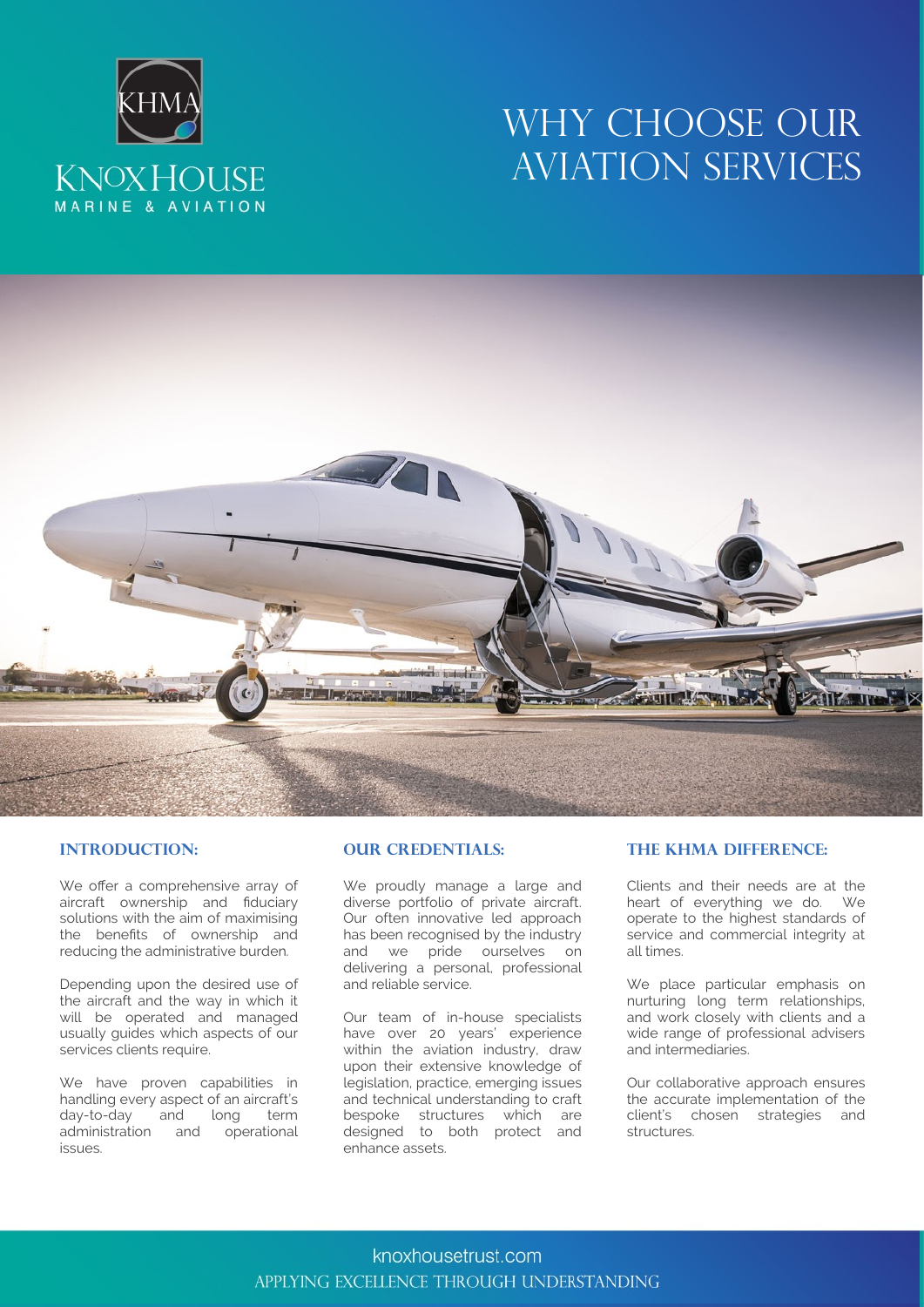KHMA

KNOX HOUSE
MARINE & AVIATION

# WHY CHOOSE OUR AVIATION SERVICES

## INTRODUCTION:

We offer a comprehensive array of aircraft ownership and fiduciary solutions with the aim of maximising the benefits of ownership and reducing the administrative burden.

Depending upon the desired use of the aircraft and the way in which it will be operated and managed usually guides which aspects of our services clients require.

We have proven capabilities in handling every aspect of an aircraft's day-to-day and long term administration and operational issues.

## OUR CREDENTIALS:

We proudly manage a large and diverse portfolio of private aircraft. Our often innovative led approach has been recognised by the industry and we pride ourselves on delivering a personal, professional and reliable service.

Our team of in-house specialists have over 20 years' experience within the aviation industry, draw upon their extensive knowledge of legislation, practice, emerging issues and technical understanding to craft bespoke structures which are designed to both protect and enhance assets.

## THE KHMA DIFFERENCE:

Clients and their needs are at the heart of everything we do. We operate to the highest standards of service and commercial integrity at all times.

We place particular emphasis on nurturing long term relationships, and work closely with clients and a wide range of professional advisers and intermediaries.

Our collaborative approach ensures the accurate implementation of the client's chosen strategies and structures.

knoxhousetrust.com
APPLYING EXCELLENCE THROUGH UNDERSTANDING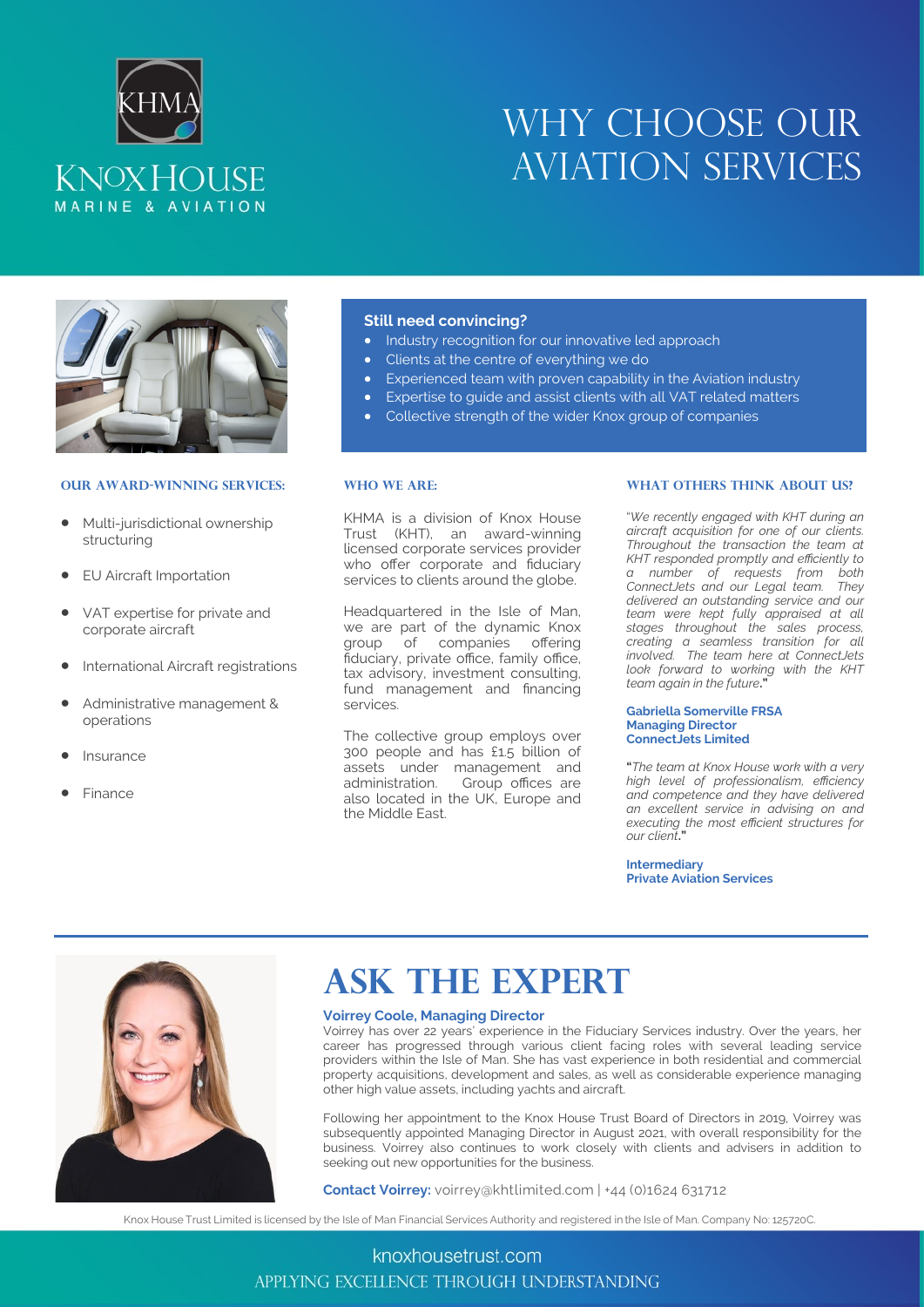KHMA

KNOX HOUSE

MARINE & AVIATION

# WHY CHOOSE OUR AVIATION SERVICES

**Still need convincing?**

- Industry recognition for our innovative led approach
- Clients at the centre of everything we do
- Experienced team with proven capability in the Aviation industry
- Expertise to guide and assist clients with all VAT related matters
- Collective strength of the wider Knox group of companies

### OUR AWARD-WINNING SERVICES:

- Multi-jurisdictional ownership structuring
- EU Aircraft Importation
- VAT expertise for private and corporate aircraft
- International Aircraft registrations
- Administrative management & operations
- Insurance
- Finance

### WHO WE ARE:

KHMA is a division of Knox House Trust (KHT), an award-winning licensed corporate services provider who offer corporate and fiduciary services to clients around the globe.

Headquartered in the Isle of Man, we are part of the dynamic Knox group of companies offering fiduciary, private office, family office, tax advisory, investment consulting, fund management and financing services.

The collective group employs over 300 people and has £1.5 billion of assets under management and administration. Group offices are also located in the UK, Europe and the Middle East.

### WHAT OTHERS THINK ABOUT US?

"*We recently engaged with KHT during an aircraft acquisition for one of our clients. Throughout the transaction the team at KHT responded promptly and efficiently to a number of requests from both ConnectJets and our Legal team. They delivered an outstanding service and our team were kept fully appraised at all stages throughout the sales process, creating a seamless transition for all involved. The team here at ConnectJets look forward to working with the KHT team again in the future*."

**Gabriella Somerville FRSA**
**Managing Director**
**ConnectJets Limited**

"*The team at Knox House work with a very high level of professionalism, efficiency and competence and they have delivered an excellent service in advising on and executing the most efficient structures for our client*."

**Intermediary**
**Private Aviation Services**

## ASK THE EXPERT

**Voirrey Coole, Managing Director**

Voirrey has over 22 years' experience in the Fiduciary Services industry. Over the years, her career has progressed through various client facing roles with several leading service providers within the Isle of Man. She has vast experience in both residential and commercial property acquisitions, development and sales, as well as considerable experience managing other high value assets, including yachts and aircraft.

Following her appointment to the Knox House Trust Board of Directors in 2019, Voirrey was subsequently appointed Managing Director in August 2021, with overall responsibility for the business. Voirrey also continues to work closely with clients and advisers in addition to seeking out new opportunities for the business.

**Contact Voirrey:** voirrey@khtlimited.com | +44 (0)1624 631712

Knox House Trust Limited is licensed by the Isle of Man Financial Services Authority and registered in the Isle of Man. Company No: 125720C.

knoxhousetrust.com

APPLYING EXCELLENCE THROUGH UNDERSTANDING